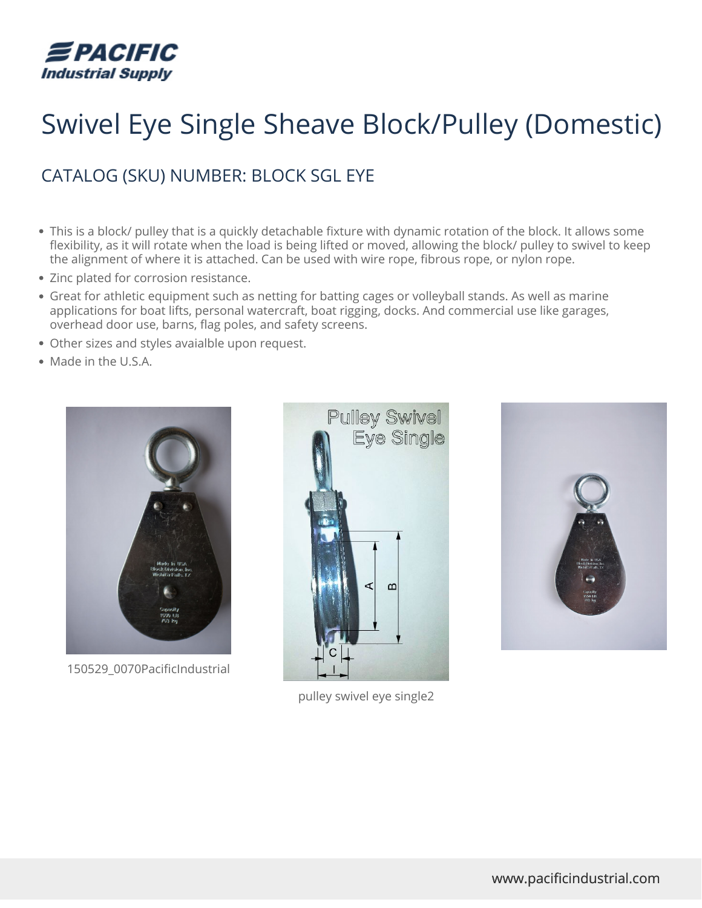# Swivel Eye Single Sheave Block/Pulley (Domestic)

## CATALOG (SKU) NUMBER: BLOCK SGL EYE

- This is a block/ pulley that is a quickly detachable fixture with dynamic rotation of the block. It allows some flexibility, as it will rotate when the load is being lifted or moved, allowing the block/ pulley to swivel to keep the alignment of where it is attached. Can be used with wire rope, fibrous rope, or nylon rope.
- Zinc plated for corrosion resistance.
- Great for athletic equipment such as netting for batting cages or volleyball stands. As well as marine applications for boat lifts, personal watercraft, boat rigging, docks. And commercial use like garages, overhead door use, barns, flag poles, and safety screens.
- Other sizes and styles avaialble upon request.
- Made in the U.S.A.

150529_0070PacificIndustrial

pulley swivel eye single2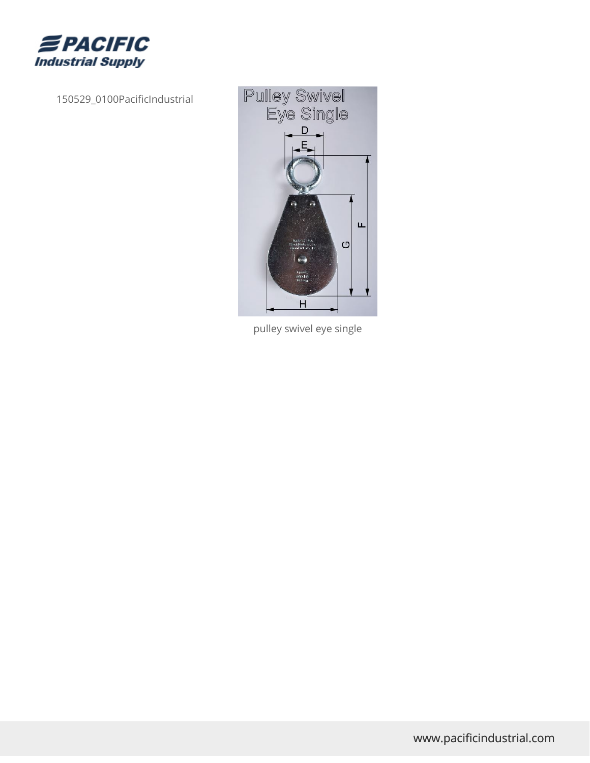150529_0100PacificIndustrial

pulley swivel eye single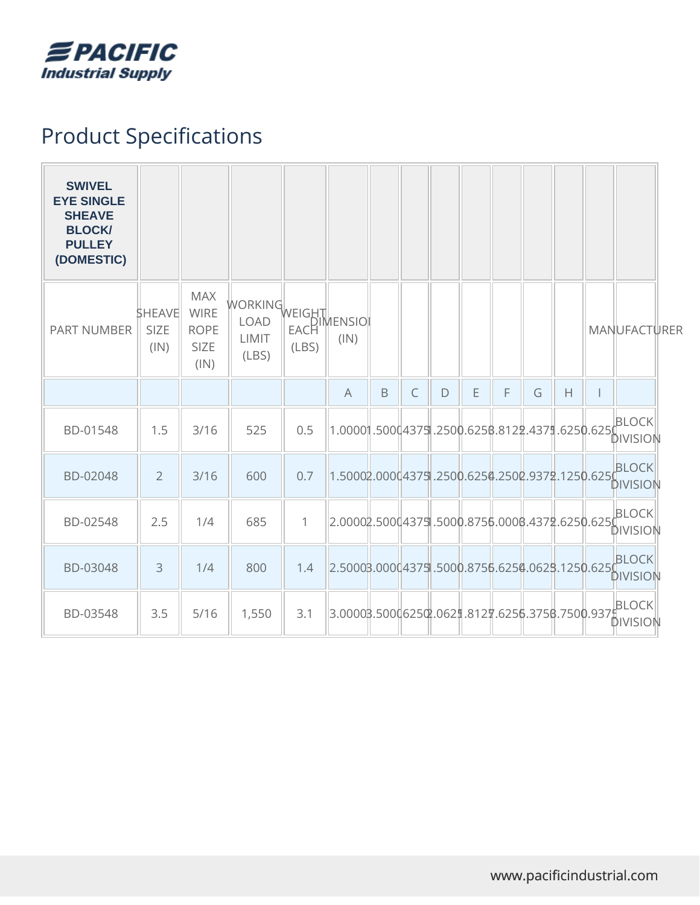## Product Specifications

| SWIVEL EYE SINGLE SHEAVE BLOCK/ PULLEY (DOMESTIC) | | | | | | | | | | | | | | |
|---|---|---|---|---|---|---|---|---|---|---|---|---|---|---|
| PART NUMBER | SHEAVE SIZE (IN) | MAX WIRE ROPE SIZE (IN) | WORKING LOAD LIMIT (LBS) | WEIGHT EACH (LBS) | DIMENSION (IN) | | | | | | | | | MANUFACTURER |
| | | | | | A | B | C | D | E | F | G | H | I | |
| BD-01548 | 1.5 | 3/16 | 525 | 0.5 | 1.0000 | 1.5000 | 0.4375 | 1.2500 | 0.6250 | 3.8125 | 2.4375 | 1.6250 | 0.6250 | BLOCK DIVISION |
| BD-02048 | 2 | 3/16 | 600 | 0.7 | 1.5000 | 2.0000 | 0.4375 | 1.2500 | 0.6250 | 4.2500 | 2.9375 | 2.1250 | 0.6250 | BLOCK DIVISION |
| BD-02548 | 2.5 | 1/4 | 685 | 1 | 2.0000 | 2.5000 | 0.4375 | 1.5000 | 0.8750 | 5.0000 | 3.4375 | 2.6250 | 0.6250 | BLOCK DIVISION |
| BD-03048 | 3 | 1/4 | 800 | 1.4 | 2.5000 | 3.0000 | 0.4375 | 1.5000 | 0.8750 | 5.6250 | 4.0625 | 3.1250 | 0.6250 | BLOCK DIVISION |
| BD-03548 | 3.5 | 5/16 | 1,550 | 3.1 | 3.0000 | 3.5000 | 0.6250 | 2.0625 | 1.8125 | 7.6250 | 5.3750 | 3.7500 | 0.9375 | BLOCK DIVISION |